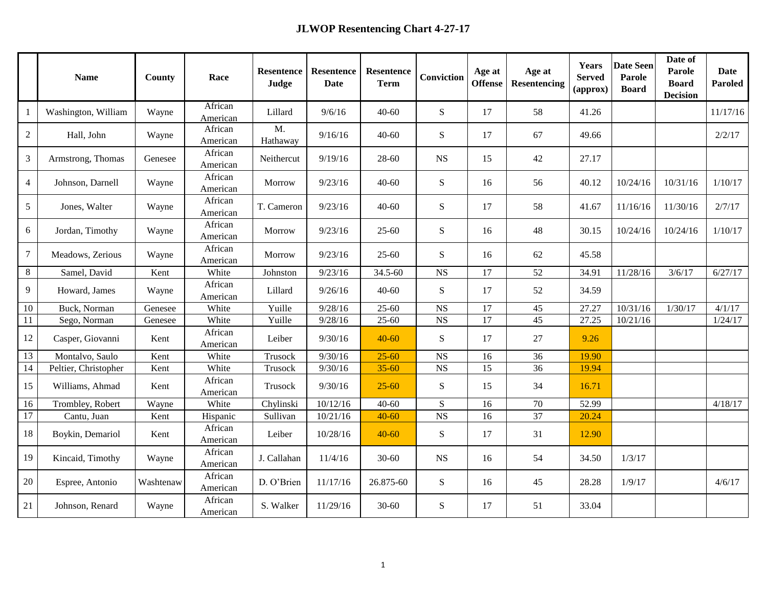# JLWOP Resentencing Chart 4-27-17

| | Name | County | Race | Resentence Judge | Resentence Date | Resentence Term | Conviction | Age at Offense | Age at Resentencing | Years Served (approx) | Date Seen Parole Board | Date of Parole Board Decision | Date Paroled |
|---|---|---|---|---|---|---|---|---|---|---|---|---|---|
| 1 | Washington, William | Wayne | African American | Lillard | 9/6/16 | 40-60 | S | 17 | 58 | 41.26 | | | 11/17/16 |
| 2 | Hall, John | Wayne | African American | M. Hathaway | 9/16/16 | 40-60 | S | 17 | 67 | 49.66 | | | 2/2/17 |
| 3 | Armstrong, Thomas | Genesee | African American | Neithercut | 9/19/16 | 28-60 | NS | 15 | 42 | 27.17 | | | |
| 4 | Johnson, Darnell | Wayne | African American | Morrow | 9/23/16 | 40-60 | S | 16 | 56 | 40.12 | 10/24/16 | 10/31/16 | 1/10/17 |
| 5 | Jones, Walter | Wayne | African American | T. Cameron | 9/23/16 | 40-60 | S | 17 | 58 | 41.67 | 11/16/16 | 11/30/16 | 2/7/17 |
| 6 | Jordan, Timothy | Wayne | African American | Morrow | 9/23/16 | 25-60 | S | 16 | 48 | 30.15 | 10/24/16 | 10/24/16 | 1/10/17 |
| 7 | Meadows, Zerious | Wayne | African American | Morrow | 9/23/16 | 25-60 | S | 16 | 62 | 45.58 | | | |
| 8 | Samel, David | Kent | White | Johnston | 9/23/16 | 34.5-60 | NS | 17 | 52 | 34.91 | 11/28/16 | 3/6/17 | 6/27/17 |
| 9 | Howard, James | Wayne | African American | Lillard | 9/26/16 | 40-60 | S | 17 | 52 | 34.59 | | | |
| 10 | Buck, Norman | Genesee | White | Yuille | 9/28/16 | 25-60 | NS | 17 | 45 | 27.27 | 10/31/16 | 1/30/17 | 4/1/17 |
| 11 | Sego, Norman | Genesee | White | Yuille | 9/28/16 | 25-60 | NS | 17 | 45 | 27.25 | 10/21/16 | | 1/24/17 |
| 12 | Casper, Giovanni | Kent | African American | Leiber | 9/30/16 | 40-60 | S | 17 | 27 | 9.26 | | | |
| 13 | Montalvo, Saulo | Kent | White | Trusock | 9/30/16 | 25-60 | NS | 16 | 36 | 19.90 | | | |
| 14 | Peltier, Christopher | Kent | White | Trusock | 9/30/16 | 35-60 | NS | 15 | 36 | 19.94 | | | |
| 15 | Williams, Ahmad | Kent | African American | Trusock | 9/30/16 | 25-60 | S | 15 | 34 | 16.71 | | | |
| 16 | Trombley, Robert | Wayne | White | Chylinski | 10/12/16 | 40-60 | S | 16 | 70 | 52.99 | | | 4/18/17 |
| 17 | Cantu, Juan | Kent | Hispanic | Sullivan | 10/21/16 | 40-60 | NS | 16 | 37 | 20.24 | | | |
| 18 | Boykin, Demariol | Kent | African American | Leiber | 10/28/16 | 40-60 | S | 17 | 31 | 12.90 | | | |
| 19 | Kincaid, Timothy | Wayne | African American | J. Callahan | 11/4/16 | 30-60 | NS | 16 | 54 | 34.50 | 1/3/17 | | |
| 20 | Espree, Antonio | Washtenaw | African American | D. O'Brien | 11/17/16 | 26.875-60 | S | 16 | 45 | 28.28 | 1/9/17 | | 4/6/17 |
| 21 | Johnson, Renard | Wayne | African American | S. Walker | 11/29/16 | 30-60 | S | 17 | 51 | 33.04 | | | |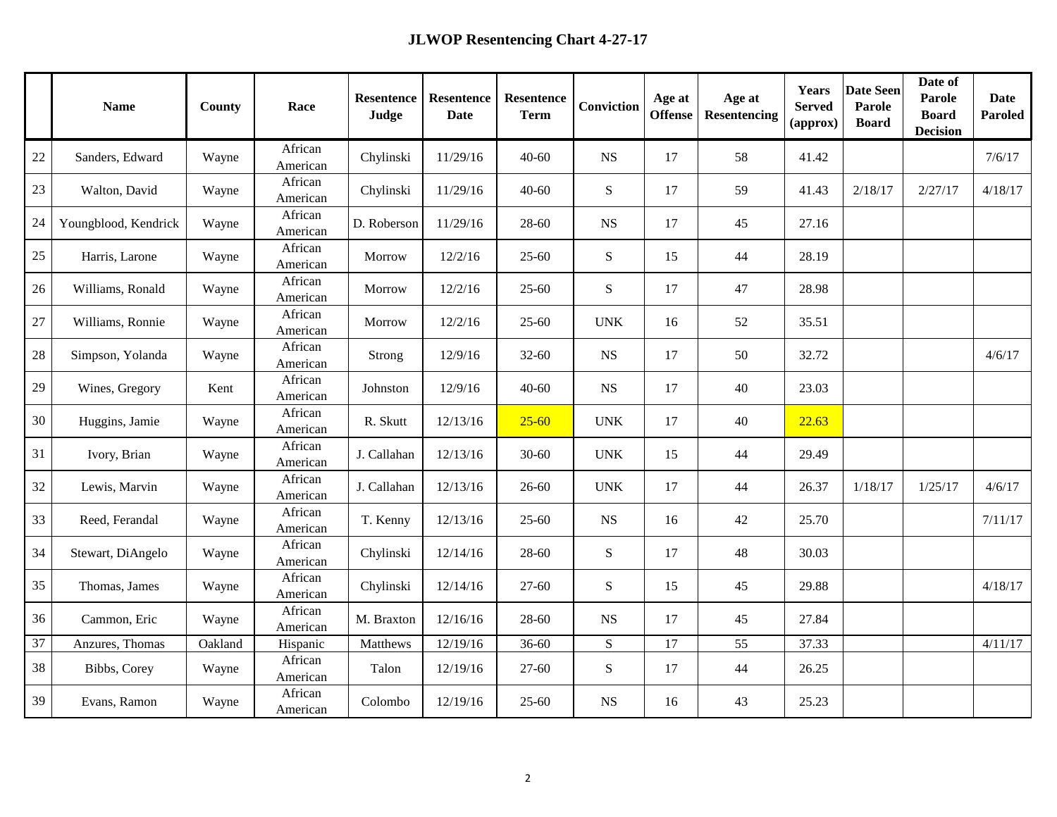# JLWOP Resentencing Chart 4-27-17

| | Name | County | Race | Resentence Judge | Resentence Date | Resentence Term | Conviction | Age at Offense | Age at Resentencing | Years Served (approx) | Date Seen Parole Board | Date of Parole Board Decision | Date Paroled |
|---|---|---|---|---|---|---|---|---|---|---|---|---|---|
| 22 | Sanders, Edward | Wayne | African American | Chylinski | 11/29/16 | 40-60 | NS | 17 | 58 | 41.42 | | | 7/6/17 |
| 23 | Walton, David | Wayne | African American | Chylinski | 11/29/16 | 40-60 | S | 17 | 59 | 41.43 | 2/18/17 | 2/27/17 | 4/18/17 |
| 24 | Youngblood, Kendrick | Wayne | African American | D. Roberson | 11/29/16 | 28-60 | NS | 17 | 45 | 27.16 | | | |
| 25 | Harris, Larone | Wayne | African American | Morrow | 12/2/16 | 25-60 | S | 15 | 44 | 28.19 | | | |
| 26 | Williams, Ronald | Wayne | African American | Morrow | 12/2/16 | 25-60 | S | 17 | 47 | 28.98 | | | |
| 27 | Williams, Ronnie | Wayne | African American | Morrow | 12/2/16 | 25-60 | UNK | 16 | 52 | 35.51 | | | |
| 28 | Simpson, Yolanda | Wayne | African American | Strong | 12/9/16 | 32-60 | NS | 17 | 50 | 32.72 | | | 4/6/17 |
| 29 | Wines, Gregory | Kent | African American | Johnston | 12/9/16 | 40-60 | NS | 17 | 40 | 23.03 | | | |
| 30 | Huggins, Jamie | Wayne | African American | R. Skutt | 12/13/16 | 25-60 | UNK | 17 | 40 | 22.63 | | | |
| 31 | Ivory, Brian | Wayne | African American | J. Callahan | 12/13/16 | 30-60 | UNK | 15 | 44 | 29.49 | | | |
| 32 | Lewis, Marvin | Wayne | African American | J. Callahan | 12/13/16 | 26-60 | UNK | 17 | 44 | 26.37 | 1/18/17 | 1/25/17 | 4/6/17 |
| 33 | Reed, Ferandal | Wayne | African American | T. Kenny | 12/13/16 | 25-60 | NS | 16 | 42 | 25.70 | | | 7/11/17 |
| 34 | Stewart, DiAngelo | Wayne | African American | Chylinski | 12/14/16 | 28-60 | S | 17 | 48 | 30.03 | | | |
| 35 | Thomas, James | Wayne | African American | Chylinski | 12/14/16 | 27-60 | S | 15 | 45 | 29.88 | | | 4/18/17 |
| 36 | Cammon, Eric | Wayne | African American | M. Braxton | 12/16/16 | 28-60 | NS | 17 | 45 | 27.84 | | | |
| 37 | Anzures, Thomas | Oakland | Hispanic | Matthews | 12/19/16 | 36-60 | S | 17 | 55 | 37.33 | | | 4/11/17 |
| 38 | Bibbs, Corey | Wayne | African American | Talon | 12/19/16 | 27-60 | S | 17 | 44 | 26.25 | | | |
| 39 | Evans, Ramon | Wayne | African American | Colombo | 12/19/16 | 25-60 | NS | 16 | 43 | 25.23 | | | |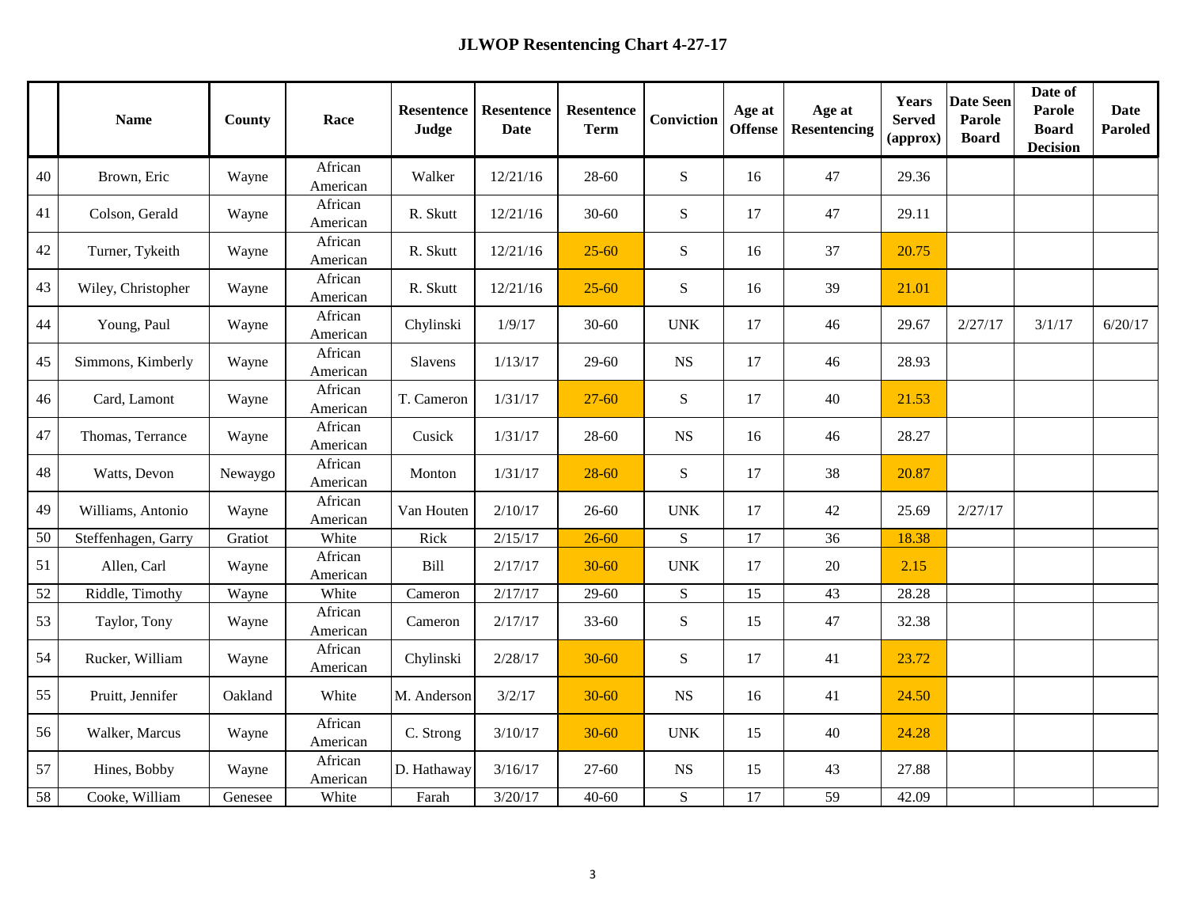# JLWOP Resentencing Chart 4-27-17

| | Name | County | Race | Resentence Judge | Resentence Date | Resentence Term | Conviction | Age at Offense | Age at Resentencing | Years Served (approx) | Date Seen Parole Board | Date of Parole Board Decision | Date Paroled |
|---|---|---|---|---|---|---|---|---|---|---|---|---|---|
| 40 | Brown, Eric | Wayne | African American | Walker | 12/21/16 | 28-60 | S | 16 | 47 | 29.36 | | | |
| 41 | Colson, Gerald | Wayne | African American | R. Skutt | 12/21/16 | 30-60 | S | 17 | 47 | 29.11 | | | |
| 42 | Turner, Tykeith | Wayne | African American | R. Skutt | 12/21/16 | 25-60 | S | 16 | 37 | 20.75 | | | |
| 43 | Wiley, Christopher | Wayne | African American | R. Skutt | 12/21/16 | 25-60 | S | 16 | 39 | 21.01 | | | |
| 44 | Young, Paul | Wayne | African American | Chylinski | 1/9/17 | 30-60 | UNK | 17 | 46 | 29.67 | 2/27/17 | 3/1/17 | 6/20/17 |
| 45 | Simmons, Kimberly | Wayne | African American | Slavens | 1/13/17 | 29-60 | NS | 17 | 46 | 28.93 | | | |
| 46 | Card, Lamont | Wayne | African American | T. Cameron | 1/31/17 | 27-60 | S | 17 | 40 | 21.53 | | | |
| 47 | Thomas, Terrance | Wayne | African American | Cusick | 1/31/17 | 28-60 | NS | 16 | 46 | 28.27 | | | |
| 48 | Watts, Devon | Newaygo | African American | Monton | 1/31/17 | 28-60 | S | 17 | 38 | 20.87 | | | |
| 49 | Williams, Antonio | Wayne | African American | Van Houten | 2/10/17 | 26-60 | UNK | 17 | 42 | 25.69 | 2/27/17 | | |
| 50 | Steffenhagen, Garry | Gratiot | White | Rick | 2/15/17 | 26-60 | S | 17 | 36 | 18.38 | | | |
| 51 | Allen, Carl | Wayne | African American | Bill | 2/17/17 | 30-60 | UNK | 17 | 20 | 2.15 | | | |
| 52 | Riddle, Timothy | Wayne | White | Cameron | 2/17/17 | 29-60 | S | 15 | 43 | 28.28 | | | |
| 53 | Taylor, Tony | Wayne | African American | Cameron | 2/17/17 | 33-60 | S | 15 | 47 | 32.38 | | | |
| 54 | Rucker, William | Wayne | African American | Chylinski | 2/28/17 | 30-60 | S | 17 | 41 | 23.72 | | | |
| 55 | Pruitt, Jennifer | Oakland | White | M. Anderson | 3/2/17 | 30-60 | NS | 16 | 41 | 24.50 | | | |
| 56 | Walker, Marcus | Wayne | African American | C. Strong | 3/10/17 | 30-60 | UNK | 15 | 40 | 24.28 | | | |
| 57 | Hines, Bobby | Wayne | African American | D. Hathaway | 3/16/17 | 27-60 | NS | 15 | 43 | 27.88 | | | |
| 58 | Cooke, William | Genesee | White | Farah | 3/20/17 | 40-60 | S | 17 | 59 | 42.09 | | | |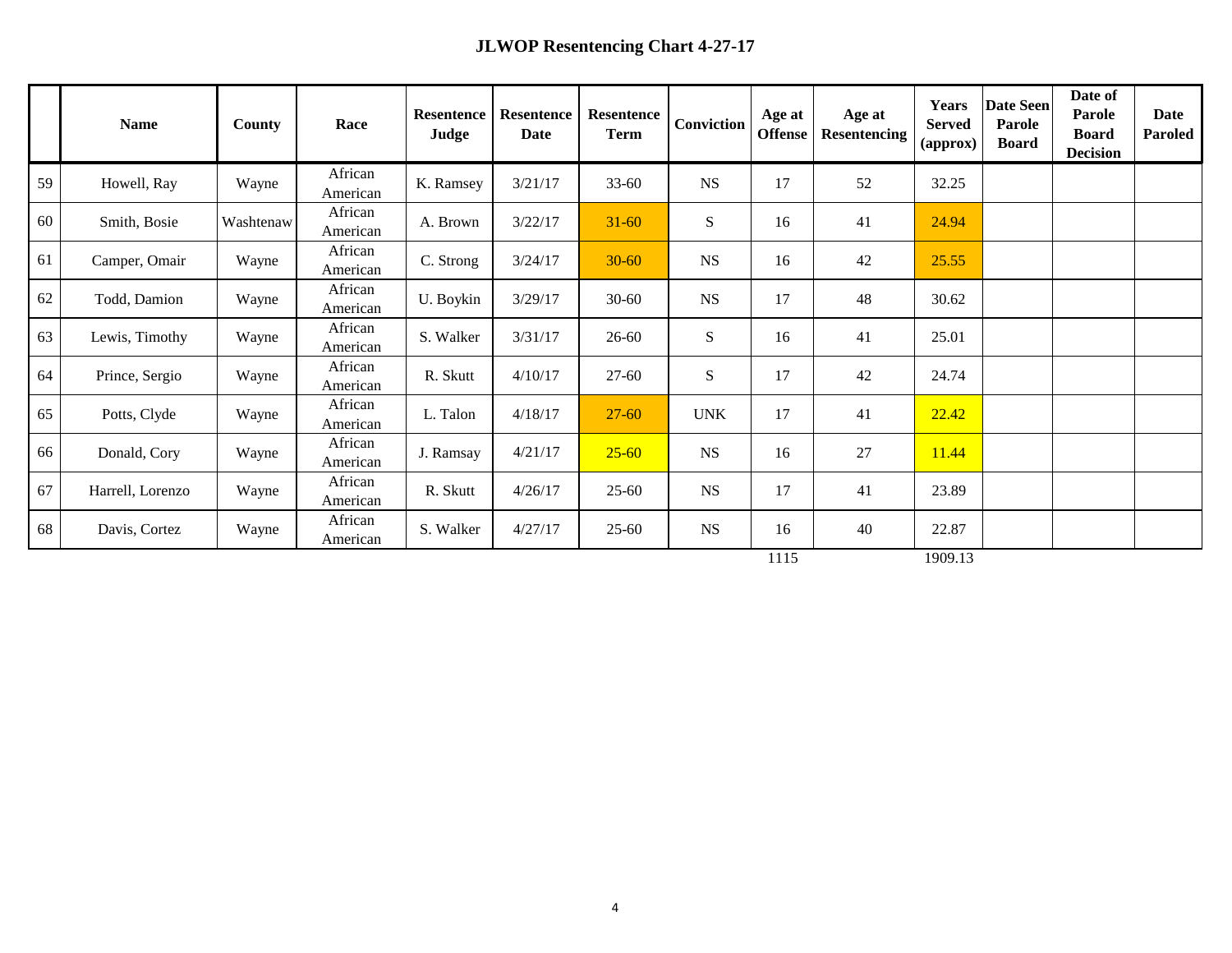# JLWOP Resentencing Chart 4-27-17

| | Name | County | Race | Resentence Judge | Resentence Date | Resentence Term | Conviction | Age at Offense | Age at Resentencing | Years Served (approx) | Date Seen Parole Board | Date of Parole Board Decision | Date Paroled |
|---|---|---|---|---|---|---|---|---|---|---|---|---|---|
| 59 | Howell, Ray | Wayne | African American | K. Ramsey | 3/21/17 | 33-60 | NS | 17 | 52 | 32.25 | | | |
| 60 | Smith, Bosie | Washtenaw | African American | A. Brown | 3/22/17 | 31-60 | S | 16 | 41 | 24.94 | | | |
| 61 | Camper, Omair | Wayne | African American | C. Strong | 3/24/17 | 30-60 | NS | 16 | 42 | 25.55 | | | |
| 62 | Todd, Damion | Wayne | African American | U. Boykin | 3/29/17 | 30-60 | NS | 17 | 48 | 30.62 | | | |
| 63 | Lewis, Timothy | Wayne | African American | S. Walker | 3/31/17 | 26-60 | S | 16 | 41 | 25.01 | | | |
| 64 | Prince, Sergio | Wayne | African American | R. Skutt | 4/10/17 | 27-60 | S | 17 | 42 | 24.74 | | | |
| 65 | Potts, Clyde | Wayne | African American | L. Talon | 4/18/17 | 27-60 | UNK | 17 | 41 | 22.42 | | | |
| 66 | Donald, Cory | Wayne | African American | J. Ramsay | 4/21/17 | 25-60 | NS | 16 | 27 | 11.44 | | | |
| 67 | Harrell, Lorenzo | Wayne | African American | R. Skutt | 4/26/17 | 25-60 | NS | 17 | 41 | 23.89 | | | |
| 68 | Davis, Cortez | Wayne | African American | S. Walker | 4/27/17 | 25-60 | NS | 16 | 40 | 22.87 | | | |
| | | | | | | | | 1115 | | 1909.13 | | | |